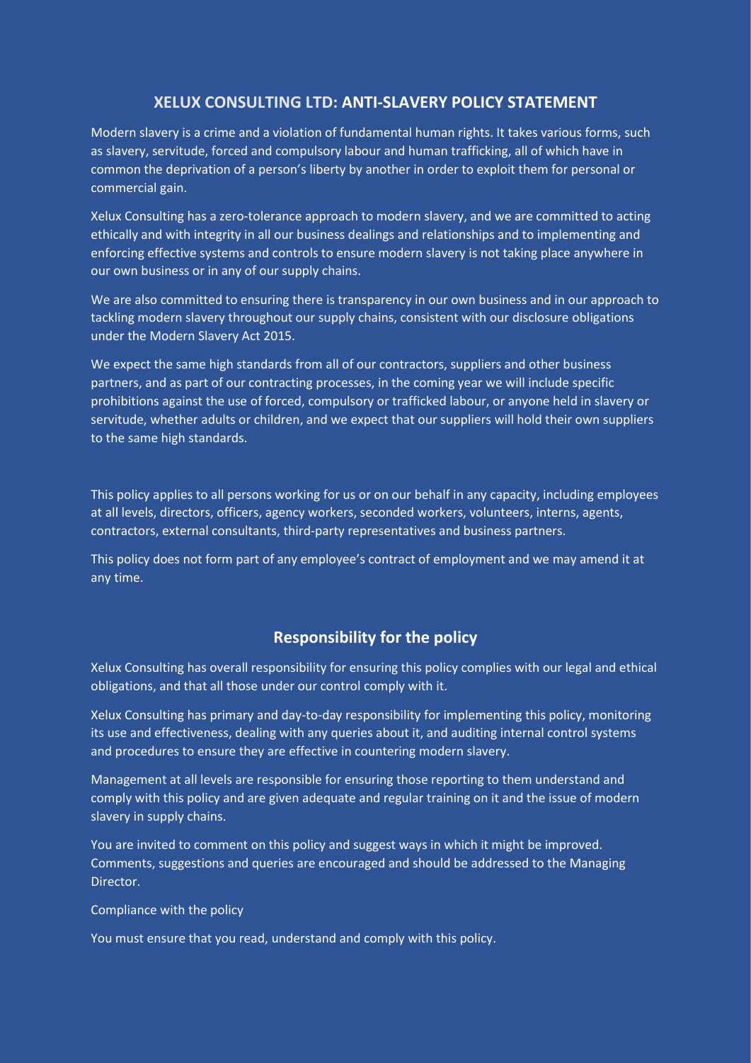# XELUX CONSULTING LTD: ANTI-SLAVERY POLICY STATEMENT

Modern slavery is a crime and a violation of fundamental human rights. It takes various forms, such as slavery, servitude, forced and compulsory labour and human trafficking, all of which have in common the deprivation of a person's liberty by another in order to exploit them for personal or commercial gain.

Xelux Consulting has a zero-tolerance approach to modern slavery, and we are committed to acting ethically and with integrity in all our business dealings and relationships and to implementing and enforcing effective systems and controls to ensure modern slavery is not taking place anywhere in our own business or in any of our supply chains.

We are also committed to ensuring there is transparency in our own business and in our approach to tackling modern slavery throughout our supply chains, consistent with our disclosure obligations under the Modern Slavery Act 2015.

We expect the same high standards from all of our contractors, suppliers and other business partners, and as part of our contracting processes, in the coming year we will include specific prohibitions against the use of forced, compulsory or trafficked labour, or anyone held in slavery or servitude, whether adults or children, and we expect that our suppliers will hold their own suppliers to the same high standards.

This policy applies to all persons working for us or on our behalf in any capacity, including employees at all levels, directors, officers, agency workers, seconded workers, volunteers, interns, agents, contractors, external consultants, third-party representatives and business partners.

This policy does not form part of any employee's contract of employment and we may amend it at any time.

## Responsibility for the policy

Xelux Consulting has overall responsibility for ensuring this policy complies with our legal and ethical obligations, and that all those under our control comply with it.

Xelux Consulting has primary and day-to-day responsibility for implementing this policy, monitoring its use and effectiveness, dealing with any queries about it, and auditing internal control systems and procedures to ensure they are effective in countering modern slavery.

Management at all levels are responsible for ensuring those reporting to them understand and comply with this policy and are given adequate and regular training on it and the issue of modern slavery in supply chains.

You are invited to comment on this policy and suggest ways in which it might be improved. Comments, suggestions and queries are encouraged and should be addressed to the Managing Director.

Compliance with the policy

You must ensure that you read, understand and comply with this policy.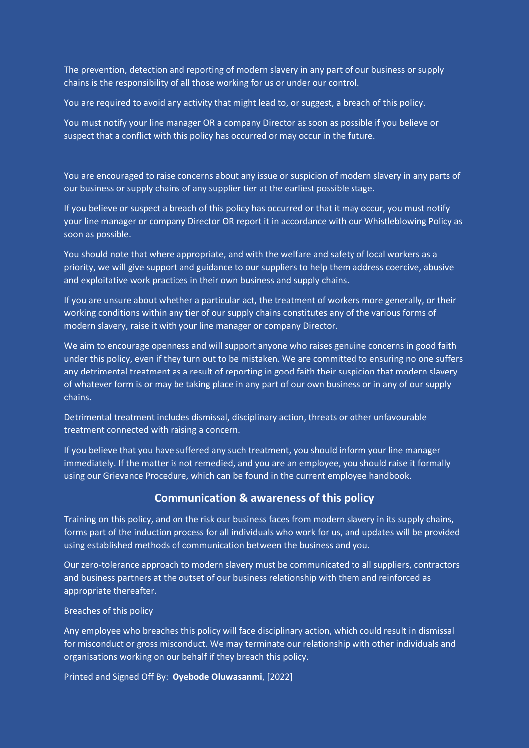The prevention, detection and reporting of modern slavery in any part of our business or supply chains is the responsibility of all those working for us or under our control.

You are required to avoid any activity that might lead to, or suggest, a breach of this policy.

You must notify your line manager OR a company Director as soon as possible if you believe or suspect that a conflict with this policy has occurred or may occur in the future.

You are encouraged to raise concerns about any issue or suspicion of modern slavery in any parts of our business or supply chains of any supplier tier at the earliest possible stage.

If you believe or suspect a breach of this policy has occurred or that it may occur, you must notify your line manager or company Director OR report it in accordance with our Whistleblowing Policy as soon as possible.

You should note that where appropriate, and with the welfare and safety of local workers as a priority, we will give support and guidance to our suppliers to help them address coercive, abusive and exploitative work practices in their own business and supply chains.

If you are unsure about whether a particular act, the treatment of workers more generally, or their working conditions within any tier of our supply chains constitutes any of the various forms of modern slavery, raise it with your line manager or company Director.

We aim to encourage openness and will support anyone who raises genuine concerns in good faith under this policy, even if they turn out to be mistaken. We are committed to ensuring no one suffers any detrimental treatment as a result of reporting in good faith their suspicion that modern slavery of whatever form is or may be taking place in any part of our own business or in any of our supply chains.

Detrimental treatment includes dismissal, disciplinary action, threats or other unfavourable treatment connected with raising a concern.

If you believe that you have suffered any such treatment, you should inform your line manager immediately. If the matter is not remedied, and you are an employee, you should raise it formally using our Grievance Procedure, which can be found in the current employee handbook.

## Communication & awareness of this policy

Training on this policy, and on the risk our business faces from modern slavery in its supply chains, forms part of the induction process for all individuals who work for us, and updates will be provided using established methods of communication between the business and you.

Our zero-tolerance approach to modern slavery must be communicated to all suppliers, contractors and business partners at the outset of our business relationship with them and reinforced as appropriate thereafter.

Breaches of this policy

Any employee who breaches this policy will face disciplinary action, which could result in dismissal for misconduct or gross misconduct. We may terminate our relationship with other individuals and organisations working on our behalf if they breach this policy.

Printed and Signed Off By: **Oyebode Oluwasanmi**, [2022]